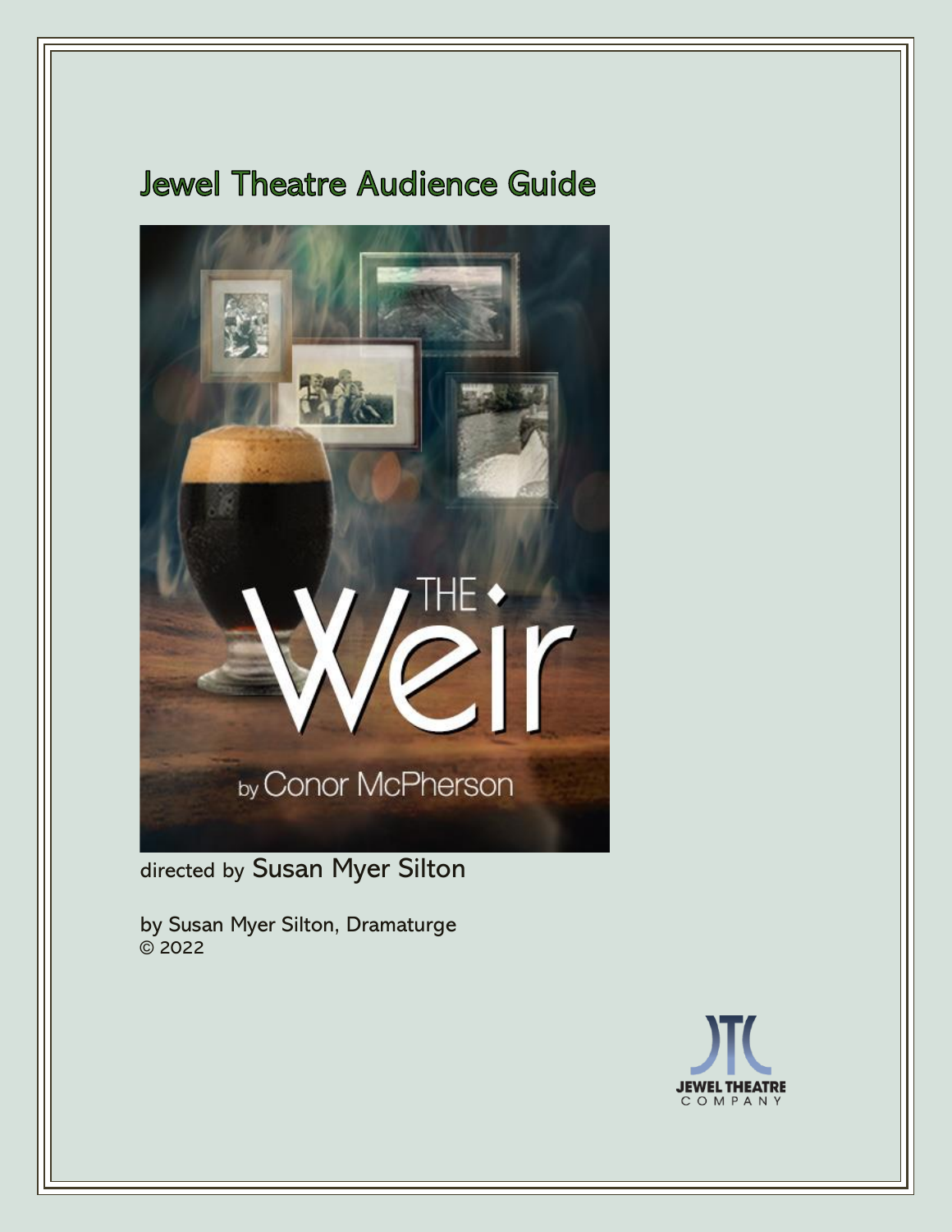# Jewel Theatre Audience Guide

THE Weir

by Conor McPherson

directed by Susan Myer Silton

by Susan Myer Silton, Dramaturge
© 2022

JEWEL THEATRE COMPANY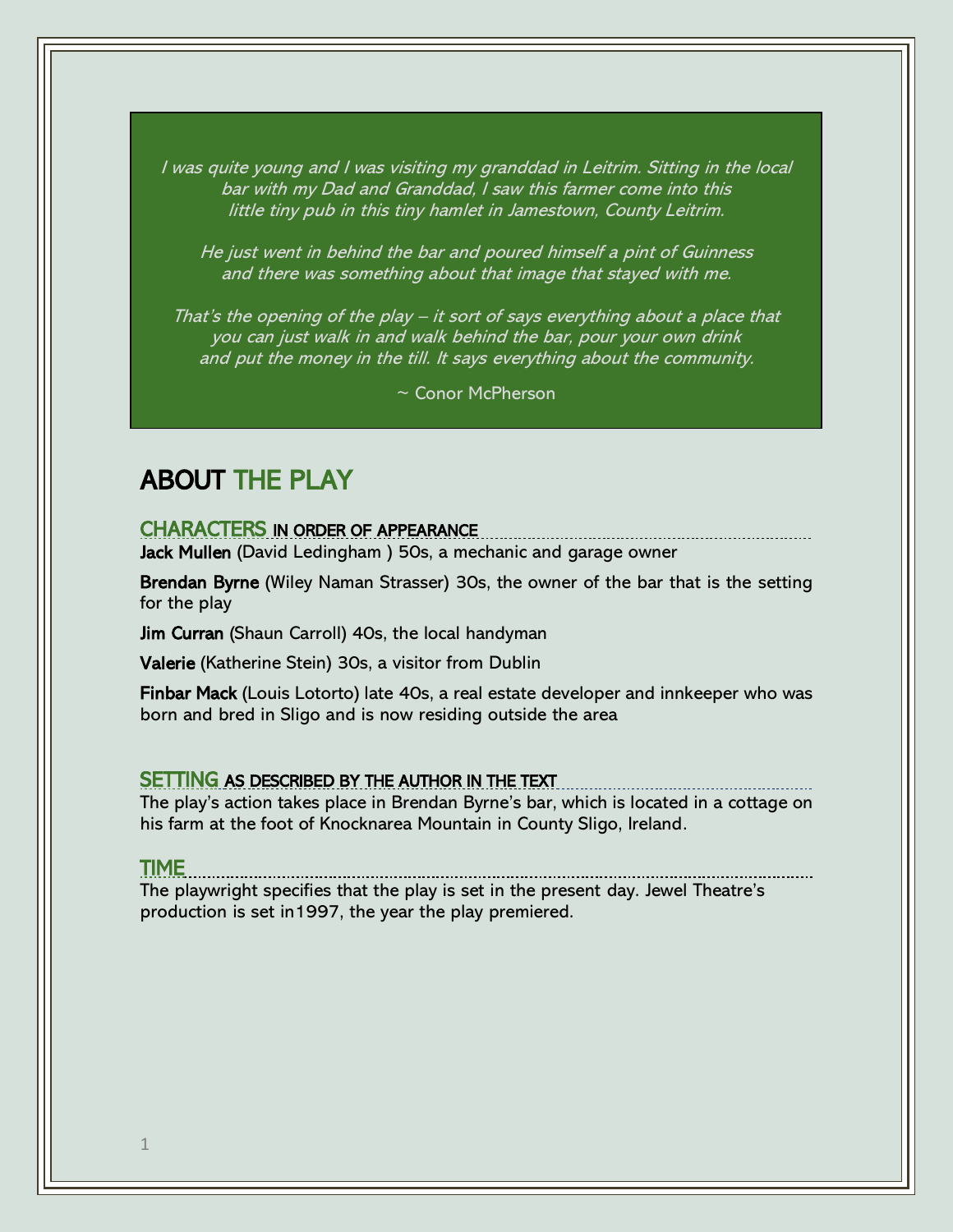> *I was quite young and I was visiting my granddad in Leitrim. Sitting in the local bar with my Dad and Granddad, I saw this farmer come into this little tiny pub in this tiny hamlet in Jamestown, County Leitrim.*
>
> *He just went in behind the bar and poured himself a pint of Guinness and there was something about that image that stayed with me.*
>
> *That's the opening of the play – it sort of says everything about a place that you can just walk in and walk behind the bar, pour your own drink and put the money in the till. It says everything about the community.*
>
> ~ Conor McPherson

# ABOUT THE PLAY

## CHARACTERS IN ORDER OF APPEARANCE

**Jack Mullen** (David Ledingham ) 50s, a mechanic and garage owner

**Brendan Byrne** (Wiley Naman Strasser) 30s, the owner of the bar that is the setting for the play

**Jim Curran** (Shaun Carroll) 40s, the local handyman

**Valerie** (Katherine Stein) 30s, a visitor from Dublin

**Finbar Mack** (Louis Lotorto) late 40s, a real estate developer and innkeeper who was born and bred in Sligo and is now residing outside the area

## SETTING AS DESCRIBED BY THE AUTHOR IN THE TEXT

The play's action takes place in Brendan Byrne's bar, which is located in a cottage on his farm at the foot of Knocknarea Mountain in County Sligo, Ireland.

## TIME

The playwright specifies that the play is set in the present day. Jewel Theatre's production is set in1997, the year the play premiered.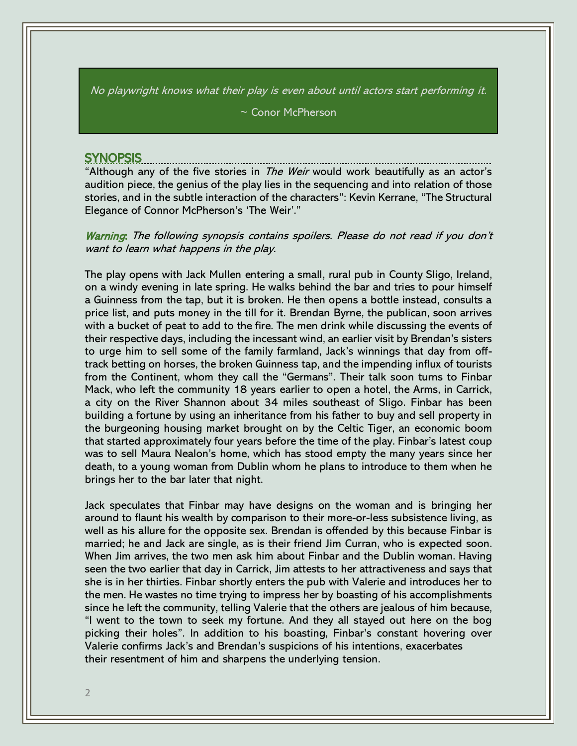*No playwright knows what their play is even about until actors start performing it.*

~ Conor McPherson

## SYNOPSIS

"Although any of the five stories in *The Weir* would work beautifully as an actor's audition piece, the genius of the play lies in the sequencing and into relation of those stories, and in the subtle interaction of the characters": Kevin Kerrane, "The Structural Elegance of Connor McPherson's 'The Weir'."

*Warning: The following synopsis contains spoilers. Please do not read if you don't want to learn what happens in the play.*

The play opens with Jack Mullen entering a small, rural pub in County Sligo, Ireland, on a windy evening in late spring. He walks behind the bar and tries to pour himself a Guinness from the tap, but it is broken. He then opens a bottle instead, consults a price list, and puts money in the till for it. Brendan Byrne, the publican, soon arrives with a bucket of peat to add to the fire. The men drink while discussing the events of their respective days, including the incessant wind, an earlier visit by Brendan's sisters to urge him to sell some of the family farmland, Jack's winnings that day from off-track betting on horses, the broken Guinness tap, and the impending influx of tourists from the Continent, whom they call the "Germans". Their talk soon turns to Finbar Mack, who left the community 18 years earlier to open a hotel, the Arms, in Carrick, a city on the River Shannon about 34 miles southeast of Sligo. Finbar has been building a fortune by using an inheritance from his father to buy and sell property in the burgeoning housing market brought on by the Celtic Tiger, an economic boom that started approximately four years before the time of the play. Finbar's latest coup was to sell Maura Nealon's home, which has stood empty the many years since her death, to a young woman from Dublin whom he plans to introduce to them when he brings her to the bar later that night.

Jack speculates that Finbar may have designs on the woman and is bringing her around to flaunt his wealth by comparison to their more-or-less subsistence living, as well as his allure for the opposite sex. Brendan is offended by this because Finbar is married; he and Jack are single, as is their friend Jim Curran, who is expected soon. When Jim arrives, the two men ask him about Finbar and the Dublin woman. Having seen the two earlier that day in Carrick, Jim attests to her attractiveness and says that she is in her thirties. Finbar shortly enters the pub with Valerie and introduces her to the men. He wastes no time trying to impress her by boasting of his accomplishments since he left the community, telling Valerie that the others are jealous of him because, "I went to the town to seek my fortune. And they all stayed out here on the bog picking their holes". In addition to his boasting, Finbar's constant hovering over Valerie confirms Jack's and Brendan's suspicions of his intentions, exacerbates their resentment of him and sharpens the underlying tension.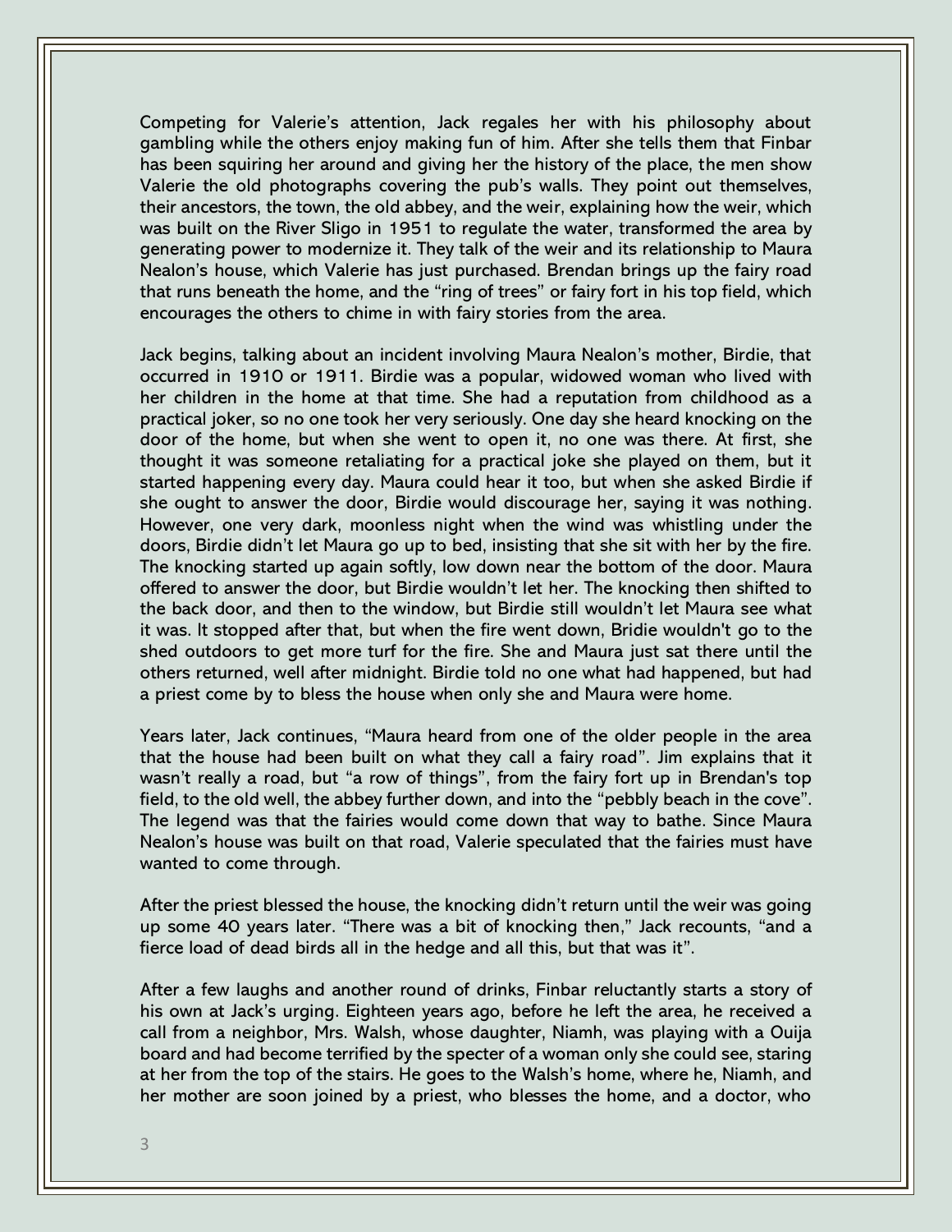Competing for Valerie's attention, Jack regales her with his philosophy about gambling while the others enjoy making fun of him. After she tells them that Finbar has been squiring her around and giving her the history of the place, the men show Valerie the old photographs covering the pub's walls. They point out themselves, their ancestors, the town, the old abbey, and the weir, explaining how the weir, which was built on the River Sligo in 1951 to regulate the water, transformed the area by generating power to modernize it. They talk of the weir and its relationship to Maura Nealon's house, which Valerie has just purchased. Brendan brings up the fairy road that runs beneath the home, and the "ring of trees" or fairy fort in his top field, which encourages the others to chime in with fairy stories from the area.

Jack begins, talking about an incident involving Maura Nealon's mother, Birdie, that occurred in 1910 or 1911. Birdie was a popular, widowed woman who lived with her children in the home at that time. She had a reputation from childhood as a practical joker, so no one took her very seriously. One day she heard knocking on the door of the home, but when she went to open it, no one was there. At first, she thought it was someone retaliating for a practical joke she played on them, but it started happening every day. Maura could hear it too, but when she asked Birdie if she ought to answer the door, Birdie would discourage her, saying it was nothing. However, one very dark, moonless night when the wind was whistling under the doors, Birdie didn't let Maura go up to bed, insisting that she sit with her by the fire. The knocking started up again softly, low down near the bottom of the door. Maura offered to answer the door, but Birdie wouldn't let her. The knocking then shifted to the back door, and then to the window, but Birdie still wouldn't let Maura see what it was. It stopped after that, but when the fire went down, Bridie wouldn't go to the shed outdoors to get more turf for the fire. She and Maura just sat there until the others returned, well after midnight. Birdie told no one what had happened, but had a priest come by to bless the house when only she and Maura were home.

Years later, Jack continues, "Maura heard from one of the older people in the area that the house had been built on what they call a fairy road". Jim explains that it wasn't really a road, but "a row of things", from the fairy fort up in Brendan's top field, to the old well, the abbey further down, and into the "pebbly beach in the cove". The legend was that the fairies would come down that way to bathe. Since Maura Nealon's house was built on that road, Valerie speculated that the fairies must have wanted to come through.

After the priest blessed the house, the knocking didn't return until the weir was going up some 40 years later. "There was a bit of knocking then," Jack recounts, "and a fierce load of dead birds all in the hedge and all this, but that was it".

After a few laughs and another round of drinks, Finbar reluctantly starts a story of his own at Jack's urging. Eighteen years ago, before he left the area, he received a call from a neighbor, Mrs. Walsh, whose daughter, Niamh, was playing with a Ouija board and had become terrified by the specter of a woman only she could see, staring at her from the top of the stairs. He goes to the Walsh's home, where he, Niamh, and her mother are soon joined by a priest, who blesses the home, and a doctor, who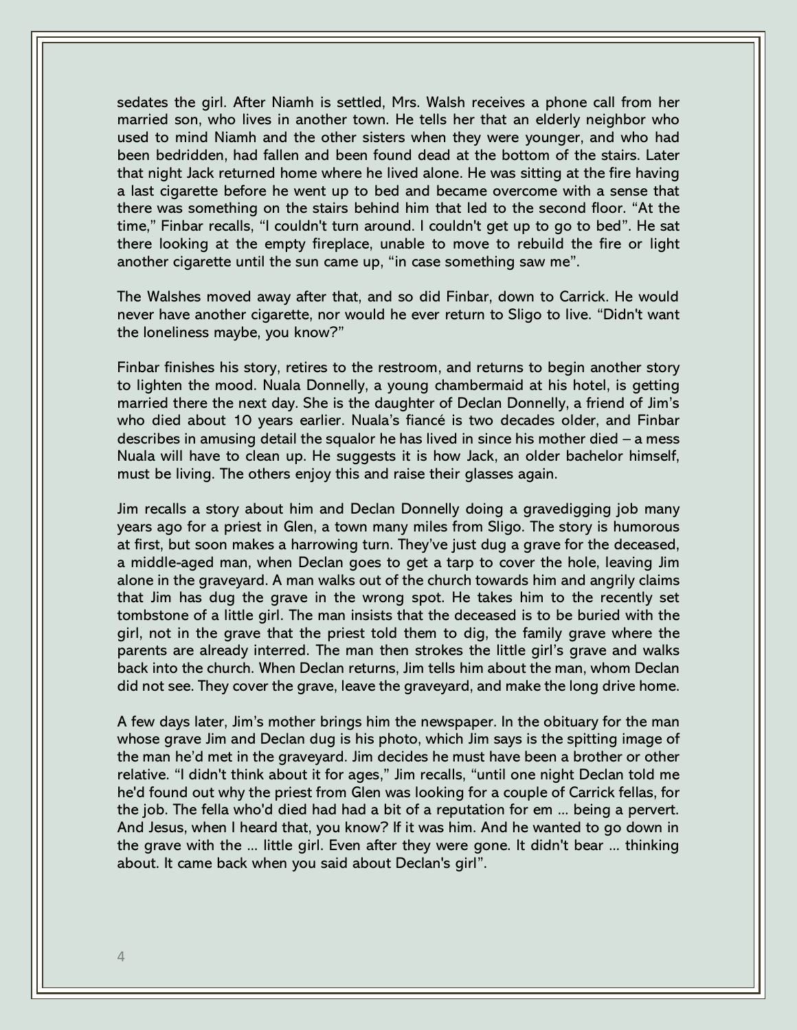sedates the girl. After Niamh is settled, Mrs. Walsh receives a phone call from her married son, who lives in another town. He tells her that an elderly neighbor who used to mind Niamh and the other sisters when they were younger, and who had been bedridden, had fallen and been found dead at the bottom of the stairs. Later that night Jack returned home where he lived alone. He was sitting at the fire having a last cigarette before he went up to bed and became overcome with a sense that there was something on the stairs behind him that led to the second floor. "At the time," Finbar recalls, "I couldn't turn around. I couldn't get up to go to bed". He sat there looking at the empty fireplace, unable to move to rebuild the fire or light another cigarette until the sun came up, "in case something saw me".

The Walshes moved away after that, and so did Finbar, down to Carrick. He would never have another cigarette, nor would he ever return to Sligo to live. "Didn't want the loneliness maybe, you know?"

Finbar finishes his story, retires to the restroom, and returns to begin another story to lighten the mood. Nuala Donnelly, a young chambermaid at his hotel, is getting married there the next day. She is the daughter of Declan Donnelly, a friend of Jim's who died about 10 years earlier. Nuala's fiancé is two decades older, and Finbar describes in amusing detail the squalor he has lived in since his mother died – a mess Nuala will have to clean up. He suggests it is how Jack, an older bachelor himself, must be living. The others enjoy this and raise their glasses again.

Jim recalls a story about him and Declan Donnelly doing a gravedigging job many years ago for a priest in Glen, a town many miles from Sligo. The story is humorous at first, but soon makes a harrowing turn. They've just dug a grave for the deceased, a middle-aged man, when Declan goes to get a tarp to cover the hole, leaving Jim alone in the graveyard. A man walks out of the church towards him and angrily claims that Jim has dug the grave in the wrong spot. He takes him to the recently set tombstone of a little girl. The man insists that the deceased is to be buried with the girl, not in the grave that the priest told them to dig, the family grave where the parents are already interred. The man then strokes the little girl's grave and walks back into the church. When Declan returns, Jim tells him about the man, whom Declan did not see. They cover the grave, leave the graveyard, and make the long drive home.

A few days later, Jim's mother brings him the newspaper. In the obituary for the man whose grave Jim and Declan dug is his photo, which Jim says is the spitting image of the man he'd met in the graveyard. Jim decides he must have been a brother or other relative. "I didn't think about it for ages," Jim recalls, "until one night Declan told me he'd found out why the priest from Glen was looking for a couple of Carrick fellas, for the job. The fella who'd died had had a bit of a reputation for em … being a pervert. And Jesus, when I heard that, you know? If it was him. And he wanted to go down in the grave with the … little girl. Even after they were gone. It didn't bear … thinking about. It came back when you said about Declan's girl".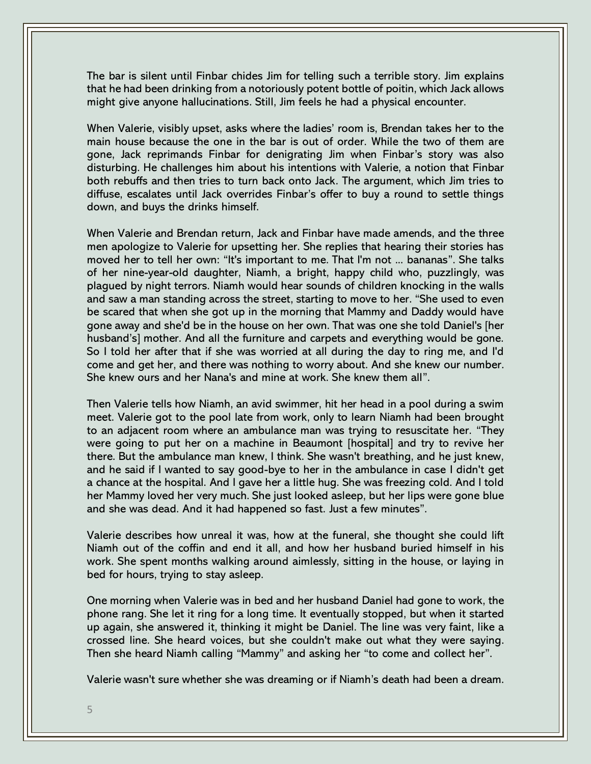The bar is silent until Finbar chides Jim for telling such a terrible story. Jim explains that he had been drinking from a notoriously potent bottle of poitin, which Jack allows might give anyone hallucinations. Still, Jim feels he had a physical encounter.

When Valerie, visibly upset, asks where the ladies' room is, Brendan takes her to the main house because the one in the bar is out of order. While the two of them are gone, Jack reprimands Finbar for denigrating Jim when Finbar's story was also disturbing. He challenges him about his intentions with Valerie, a notion that Finbar both rebuffs and then tries to turn back onto Jack. The argument, which Jim tries to diffuse, escalates until Jack overrides Finbar's offer to buy a round to settle things down, and buys the drinks himself.

When Valerie and Brendan return, Jack and Finbar have made amends, and the three men apologize to Valerie for upsetting her. She replies that hearing their stories has moved her to tell her own: "It's important to me. That I'm not … bananas". She talks of her nine-year-old daughter, Niamh, a bright, happy child who, puzzlingly, was plagued by night terrors. Niamh would hear sounds of children knocking in the walls and saw a man standing across the street, starting to move to her. "She used to even be scared that when she got up in the morning that Mammy and Daddy would have gone away and she'd be in the house on her own. That was one she told Daniel's [her husband's] mother. And all the furniture and carpets and everything would be gone. So I told her after that if she was worried at all during the day to ring me, and I'd come and get her, and there was nothing to worry about. And she knew our number. She knew ours and her Nana's and mine at work. She knew them all".

Then Valerie tells how Niamh, an avid swimmer, hit her head in a pool during a swim meet. Valerie got to the pool late from work, only to learn Niamh had been brought to an adjacent room where an ambulance man was trying to resuscitate her. "They were going to put her on a machine in Beaumont [hospital] and try to revive her there. But the ambulance man knew, I think. She wasn't breathing, and he just knew, and he said if I wanted to say good-bye to her in the ambulance in case I didn't get a chance at the hospital. And I gave her a little hug. She was freezing cold. And I told her Mammy loved her very much. She just looked asleep, but her lips were gone blue and she was dead. And it had happened so fast. Just a few minutes".

Valerie describes how unreal it was, how at the funeral, she thought she could lift Niamh out of the coffin and end it all, and how her husband buried himself in his work. She spent months walking around aimlessly, sitting in the house, or laying in bed for hours, trying to stay asleep.

One morning when Valerie was in bed and her husband Daniel had gone to work, the phone rang. She let it ring for a long time. It eventually stopped, but when it started up again, she answered it, thinking it might be Daniel. The line was very faint, like a crossed line. She heard voices, but she couldn't make out what they were saying. Then she heard Niamh calling "Mammy" and asking her "to come and collect her".

Valerie wasn't sure whether she was dreaming or if Niamh's death had been a dream.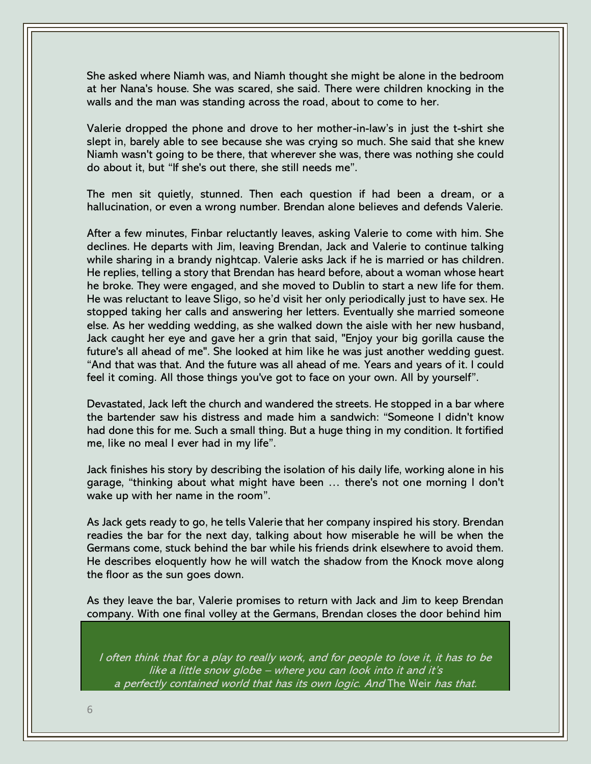She asked where Niamh was, and Niamh thought she might be alone in the bedroom at her Nana's house. She was scared, she said. There were children knocking in the walls and the man was standing across the road, about to come to her.

Valerie dropped the phone and drove to her mother-in-law's in just the t-shirt she slept in, barely able to see because she was crying so much. She said that she knew Niamh wasn't going to be there, that wherever she was, there was nothing she could do about it, but "If she's out there, she still needs me".

The men sit quietly, stunned. Then each question if had been a dream, or a hallucination, or even a wrong number. Brendan alone believes and defends Valerie.

After a few minutes, Finbar reluctantly leaves, asking Valerie to come with him. She declines. He departs with Jim, leaving Brendan, Jack and Valerie to continue talking while sharing in a brandy nightcap. Valerie asks Jack if he is married or has children. He replies, telling a story that Brendan has heard before, about a woman whose heart he broke. They were engaged, and she moved to Dublin to start a new life for them. He was reluctant to leave Sligo, so he'd visit her only periodically just to have sex. He stopped taking her calls and answering her letters. Eventually she married someone else. As her wedding wedding, as she walked down the aisle with her new husband, Jack caught her eye and gave her a grin that said, "Enjoy your big gorilla cause the future's all ahead of me". She looked at him like he was just another wedding guest. "And that was that. And the future was all ahead of me. Years and years of it. I could feel it coming. All those things you've got to face on your own. All by yourself".

Devastated, Jack left the church and wandered the streets. He stopped in a bar where the bartender saw his distress and made him a sandwich: "Someone I didn't know had done this for me. Such a small thing. But a huge thing in my condition. It fortified me, like no meal I ever had in my life".

Jack finishes his story by describing the isolation of his daily life, working alone in his garage, "thinking about what might have been … there's not one morning I don't wake up with her name in the room".

As Jack gets ready to go, he tells Valerie that her company inspired his story. Brendan readies the bar for the next day, talking about how miserable he will be when the Germans come, stuck behind the bar while his friends drink elsewhere to avoid them. He describes eloquently how he will watch the shadow from the Knock move along the floor as the sun goes down.

As they leave the bar, Valerie promises to return with Jack and Jim to keep Brendan company. With one final volley at the Germans, Brendan closes the door behind him

*I often think that for a play to really work, and for people to love it, it has to be like a little snow globe – where you can look into it and it's a perfectly contained world that has its own logic. And* The Weir *has that.*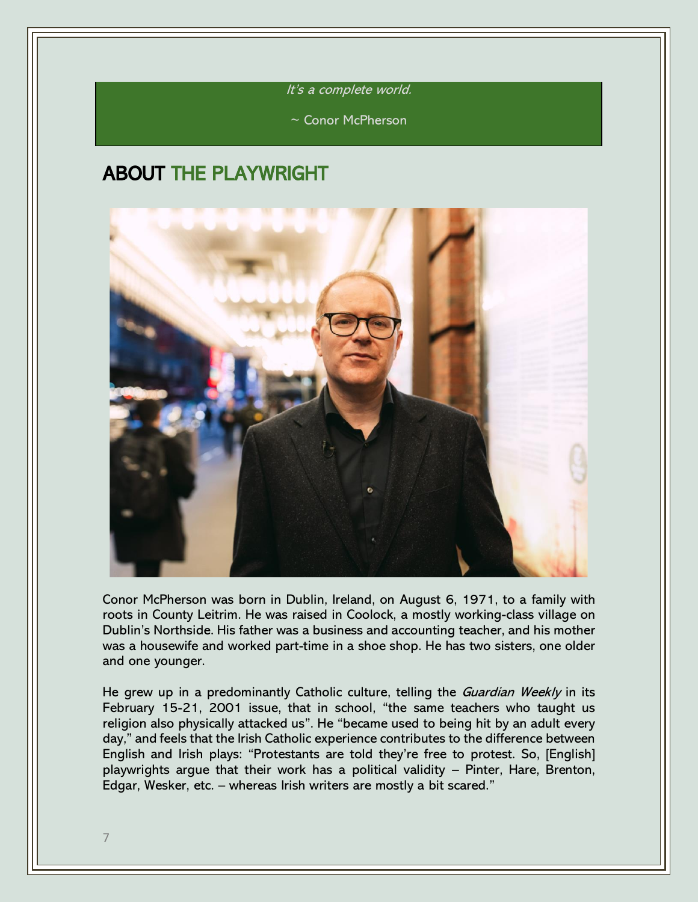*It's a complete world.*

~ Conor McPherson

# ABOUT THE PLAYWRIGHT

Conor McPherson was born in Dublin, Ireland, on August 6, 1971, to a family with roots in County Leitrim. He was raised in Coolock, a mostly working-class village on Dublin's Northside. His father was a business and accounting teacher, and his mother was a housewife and worked part-time in a shoe shop. He has two sisters, one older and one younger.

He grew up in a predominantly Catholic culture, telling the *Guardian Weekly* in its February 15-21, 2001 issue, that in school, "the same teachers who taught us religion also physically attacked us". He "became used to being hit by an adult every day," and feels that the Irish Catholic experience contributes to the difference between English and Irish plays: "Protestants are told they're free to protest. So, [English] playwrights argue that their work has a political validity – Pinter, Hare, Brenton, Edgar, Wesker, etc. – whereas Irish writers are mostly a bit scared."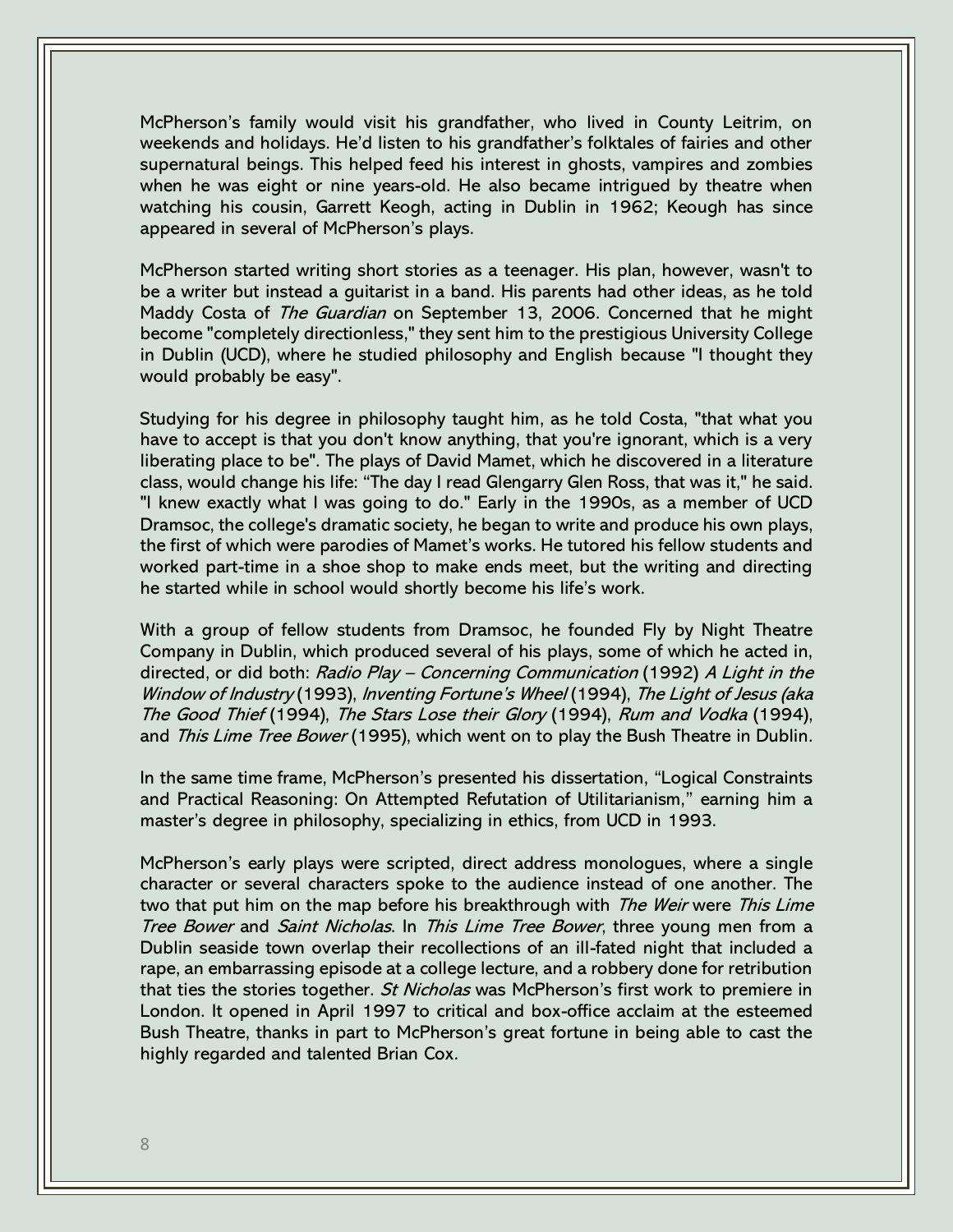McPherson's family would visit his grandfather, who lived in County Leitrim, on weekends and holidays. He'd listen to his grandfather's folktales of fairies and other supernatural beings. This helped feed his interest in ghosts, vampires and zombies when he was eight or nine years-old. He also became intrigued by theatre when watching his cousin, Garrett Keogh, acting in Dublin in 1962; Keough has since appeared in several of McPherson's plays.

McPherson started writing short stories as a teenager. His plan, however, wasn't to be a writer but instead a guitarist in a band. His parents had other ideas, as he told Maddy Costa of *The Guardian* on September 13, 2006. Concerned that he might become "completely directionless," they sent him to the prestigious University College in Dublin (UCD), where he studied philosophy and English because "I thought they would probably be easy".

Studying for his degree in philosophy taught him, as he told Costa, "that what you have to accept is that you don't know anything, that you're ignorant, which is a very liberating place to be". The plays of David Mamet, which he discovered in a literature class, would change his life: "The day I read Glengarry Glen Ross, that was it," he said. "I knew exactly what I was going to do." Early in the 1990s, as a member of UCD Dramsoc, the college's dramatic society, he began to write and produce his own plays, the first of which were parodies of Mamet's works. He tutored his fellow students and worked part-time in a shoe shop to make ends meet, but the writing and directing he started while in school would shortly become his life's work.

With a group of fellow students from Dramsoc, he founded Fly by Night Theatre Company in Dublin, which produced several of his plays, some of which he acted in, directed, or did both: *Radio Play – Concerning Communication* (1992) *A Light in the Window of Industry* (1993), *Inventing Fortune's Wheel* (1994), *The Light of Jesus (aka The Good Thief* (1994), *The Stars Lose their Glory* (1994), *Rum and Vodka* (1994), and *This Lime Tree Bower* (1995), which went on to play the Bush Theatre in Dublin.

In the same time frame, McPherson's presented his dissertation, "Logical Constraints and Practical Reasoning: On Attempted Refutation of Utilitarianism," earning him a master's degree in philosophy, specializing in ethics, from UCD in 1993.

McPherson's early plays were scripted, direct address monologues, where a single character or several characters spoke to the audience instead of one another. The two that put him on the map before his breakthrough with *The Weir* were *This Lime Tree Bower* and *Saint Nicholas*. In *This Lime Tree Bower*, three young men from a Dublin seaside town overlap their recollections of an ill-fated night that included a rape, an embarrassing episode at a college lecture, and a robbery done for retribution that ties the stories together. *St Nicholas* was McPherson's first work to premiere in London. It opened in April 1997 to critical and box-office acclaim at the esteemed Bush Theatre, thanks in part to McPherson's great fortune in being able to cast the highly regarded and talented Brian Cox.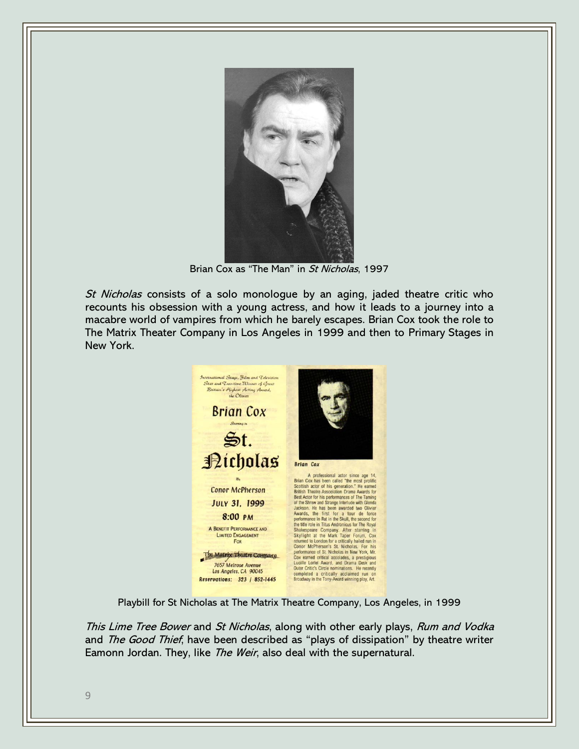Brian Cox as "The Man" in *St Nicholas*, 1997

*St Nicholas* consists of a solo monologue by an aging, jaded theatre critic who recounts his obsession with a young actress, and how it leads to a journey into a macabre world of vampires from which he barely escapes. Brian Cox took the role to The Matrix Theater Company in Los Angeles in 1999 and then to Primary Stages in New York.

Playbill for St Nicholas at The Matrix Theatre Company, Los Angeles, in 1999

*This Lime Tree Bower* and *St Nicholas*, along with other early plays, *Rum and Vodka* and *The Good Thief*, have been described as "plays of dissipation" by theatre writer Eamonn Jordan. They, like *The Weir*, also deal with the supernatural.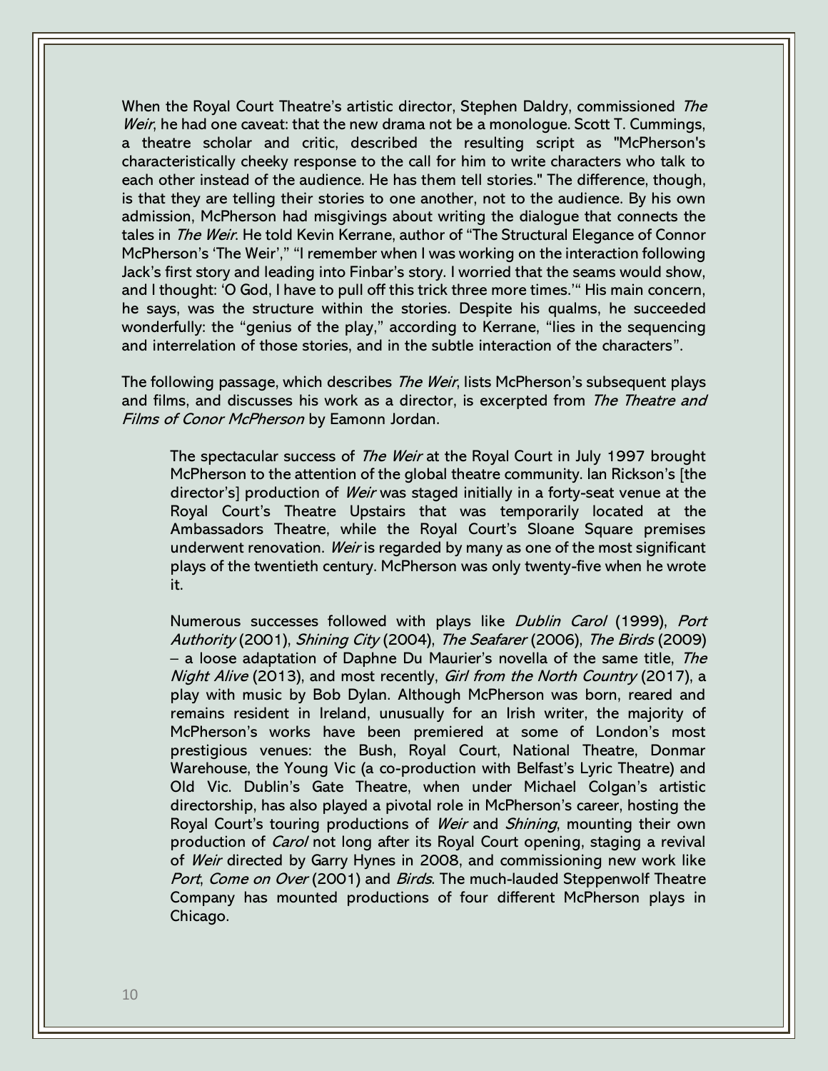When the Royal Court Theatre's artistic director, Stephen Daldry, commissioned *The Weir*, he had one caveat: that the new drama not be a monologue. Scott T. Cummings, a theatre scholar and critic, described the resulting script as "McPherson's characteristically cheeky response to the call for him to write characters who talk to each other instead of the audience. He has them tell stories." The difference, though, is that they are telling their stories to one another, not to the audience. By his own admission, McPherson had misgivings about writing the dialogue that connects the tales in *The Weir*. He told Kevin Kerrane, author of "The Structural Elegance of Connor McPherson's 'The Weir'," "I remember when I was working on the interaction following Jack's first story and leading into Finbar's story. I worried that the seams would show, and I thought: 'O God, I have to pull off this trick three more times.'" His main concern, he says, was the structure within the stories. Despite his qualms, he succeeded wonderfully: the "genius of the play," according to Kerrane, "lies in the sequencing and interrelation of those stories, and in the subtle interaction of the characters".

The following passage, which describes *The Weir*, lists McPherson's subsequent plays and films, and discusses his work as a director, is excerpted from *The Theatre and Films of Conor McPherson* by Eamonn Jordan.

> The spectacular success of *The Weir* at the Royal Court in July 1997 brought McPherson to the attention of the global theatre community. Ian Rickson's [the director's] production of *Weir* was staged initially in a forty-seat venue at the Royal Court's Theatre Upstairs that was temporarily located at the Ambassadors Theatre, while the Royal Court's Sloane Square premises underwent renovation. *Weir* is regarded by many as one of the most significant plays of the twentieth century. McPherson was only twenty-five when he wrote it.
>
> Numerous successes followed with plays like *Dublin Carol* (1999), *Port Authority* (2001), *Shining City* (2004), *The Seafarer* (2006), *The Birds* (2009) – a loose adaptation of Daphne Du Maurier's novella of the same title, *The Night Alive* (2013), and most recently, *Girl from the North Country* (2017), a play with music by Bob Dylan. Although McPherson was born, reared and remains resident in Ireland, unusually for an Irish writer, the majority of McPherson's works have been premiered at some of London's most prestigious venues: the Bush, Royal Court, National Theatre, Donmar Warehouse, the Young Vic (a co-production with Belfast's Lyric Theatre) and Old Vic. Dublin's Gate Theatre, when under Michael Colgan's artistic directorship, has also played a pivotal role in McPherson's career, hosting the Royal Court's touring productions of *Weir* and *Shining*, mounting their own production of *Carol* not long after its Royal Court opening, staging a revival of *Weir* directed by Garry Hynes in 2008, and commissioning new work like *Port*, *Come on Over* (2001) and *Birds*. The much-lauded Steppenwolf Theatre Company has mounted productions of four different McPherson plays in Chicago.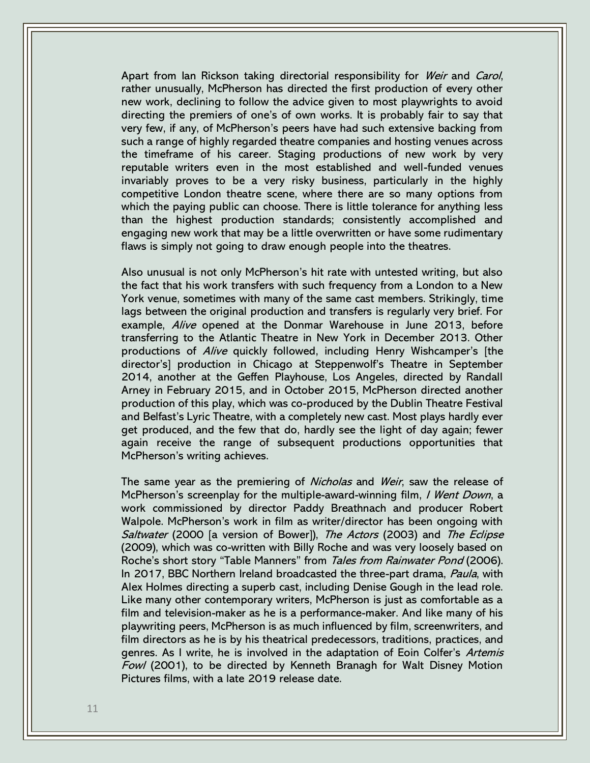Apart from Ian Rickson taking directorial responsibility for *Weir* and *Carol*, rather unusually, McPherson has directed the first production of every other new work, declining to follow the advice given to most playwrights to avoid directing the premiers of one's of own works. It is probably fair to say that very few, if any, of McPherson's peers have had such extensive backing from such a range of highly regarded theatre companies and hosting venues across the timeframe of his career. Staging productions of new work by very reputable writers even in the most established and well-funded venues invariably proves to be a very risky business, particularly in the highly competitive London theatre scene, where there are so many options from which the paying public can choose. There is little tolerance for anything less than the highest production standards; consistently accomplished and engaging new work that may be a little overwritten or have some rudimentary flaws is simply not going to draw enough people into the theatres.

Also unusual is not only McPherson's hit rate with untested writing, but also the fact that his work transfers with such frequency from a London to a New York venue, sometimes with many of the same cast members. Strikingly, time lags between the original production and transfers is regularly very brief. For example, *Alive* opened at the Donmar Warehouse in June 2013, before transferring to the Atlantic Theatre in New York in December 2013. Other productions of *Alive* quickly followed, including Henry Wishcamper's [the director's] production in Chicago at Steppenwolf's Theatre in September 2014, another at the Geffen Playhouse, Los Angeles, directed by Randall Arney in February 2015, and in October 2015, McPherson directed another production of this play, which was co-produced by the Dublin Theatre Festival and Belfast's Lyric Theatre, with a completely new cast. Most plays hardly ever get produced, and the few that do, hardly see the light of day again; fewer again receive the range of subsequent productions opportunities that McPherson's writing achieves.

The same year as the premiering of *Nicholas* and *Weir*, saw the release of McPherson's screenplay for the multiple-award-winning film, *I Went Down*, a work commissioned by director Paddy Breathnach and producer Robert Walpole. McPherson's work in film as writer/director has been ongoing with *Saltwater* (2000 [a version of Bower]), *The Actors* (2003) and *The Eclipse* (2009), which was co-written with Billy Roche and was very loosely based on Roche's short story "Table Manners" from *Tales from Rainwater Pond* (2006). In 2017, BBC Northern Ireland broadcasted the three-part drama, *Paula*, with Alex Holmes directing a superb cast, including Denise Gough in the lead role. Like many other contemporary writers, McPherson is just as comfortable as a film and television-maker as he is a performance-maker. And like many of his playwriting peers, McPherson is as much influenced by film, screenwriters, and film directors as he is by his theatrical predecessors, traditions, practices, and genres. As I write, he is involved in the adaptation of Eoin Colfer's *Artemis Fowl* (2001), to be directed by Kenneth Branagh for Walt Disney Motion Pictures films, with a late 2019 release date.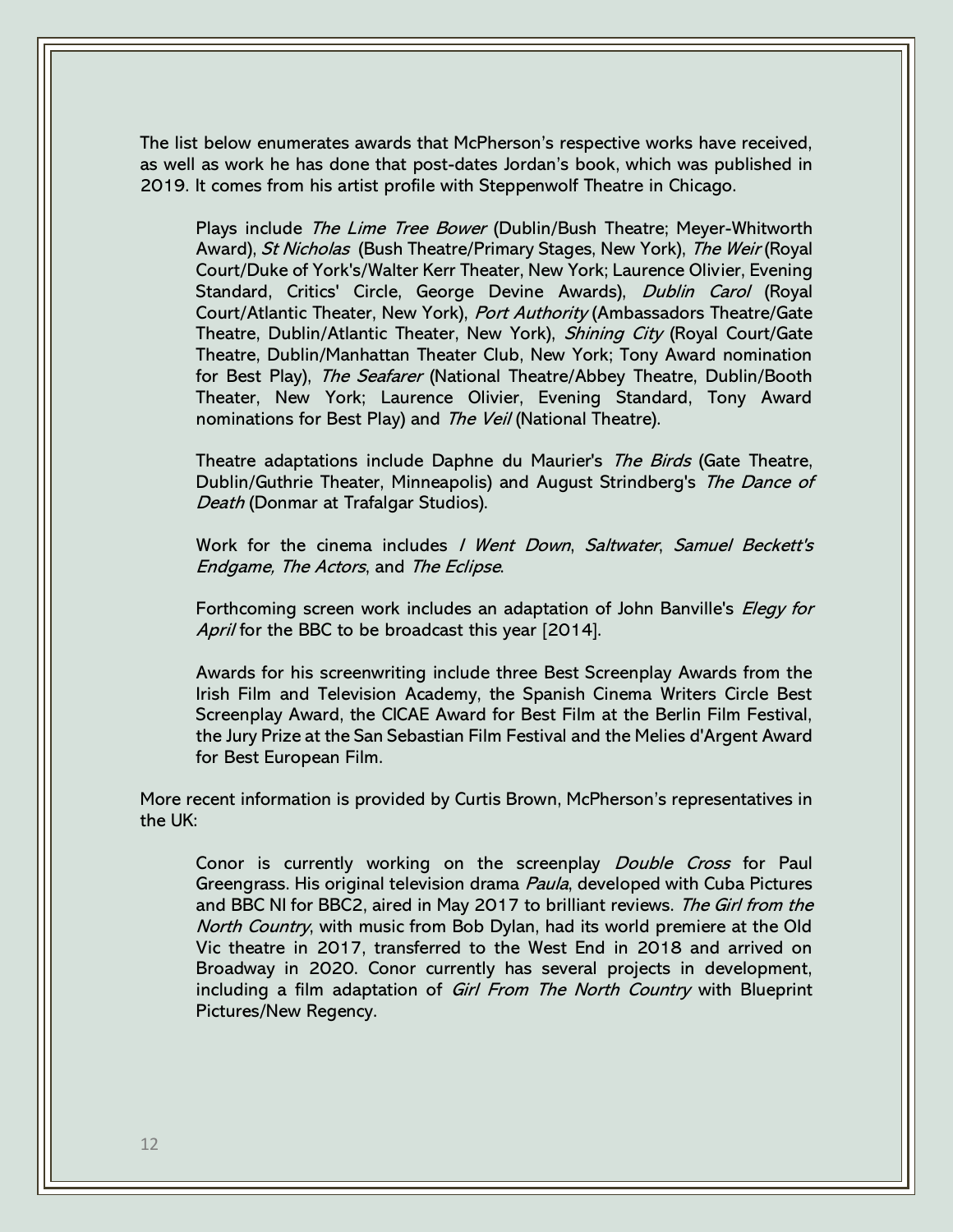The list below enumerates awards that McPherson's respective works have received, as well as work he has done that post-dates Jordan's book, which was published in 2019. It comes from his artist profile with Steppenwolf Theatre in Chicago.

> Plays include *The Lime Tree Bower* (Dublin/Bush Theatre; Meyer-Whitworth Award), *St Nicholas* (Bush Theatre/Primary Stages, New York), *The Weir* (Royal Court/Duke of York's/Walter Kerr Theater, New York; Laurence Olivier, Evening Standard, Critics' Circle, George Devine Awards), *Dublin Carol* (Royal Court/Atlantic Theater, New York), *Port Authority* (Ambassadors Theatre/Gate Theatre, Dublin/Atlantic Theater, New York), *Shining City* (Royal Court/Gate Theatre, Dublin/Manhattan Theater Club, New York; Tony Award nomination for Best Play), *The Seafarer* (National Theatre/Abbey Theatre, Dublin/Booth Theater, New York; Laurence Olivier, Evening Standard, Tony Award nominations for Best Play) and *The Veil* (National Theatre).
>
> Theatre adaptations include Daphne du Maurier's *The Birds* (Gate Theatre, Dublin/Guthrie Theater, Minneapolis) and August Strindberg's *The Dance of Death* (Donmar at Trafalgar Studios).
>
> Work for the cinema includes *I Went Down*, *Saltwater*, *Samuel Beckett's Endgame, The Actors*, and *The Eclipse*.
>
> Forthcoming screen work includes an adaptation of John Banville's *Elegy for April* for the BBC to be broadcast this year [2014].
>
> Awards for his screenwriting include three Best Screenplay Awards from the Irish Film and Television Academy, the Spanish Cinema Writers Circle Best Screenplay Award, the CICAE Award for Best Film at the Berlin Film Festival, the Jury Prize at the San Sebastian Film Festival and the Melies d'Argent Award for Best European Film.

More recent information is provided by Curtis Brown, McPherson's representatives in the UK:

> Conor is currently working on the screenplay *Double Cross* for Paul Greengrass. His original television drama *Paula*, developed with Cuba Pictures and BBC NI for BBC2, aired in May 2017 to brilliant reviews. *The Girl from the North Country*, with music from Bob Dylan, had its world premiere at the Old Vic theatre in 2017, transferred to the West End in 2018 and arrived on Broadway in 2020. Conor currently has several projects in development, including a film adaptation of *Girl From The North Country* with Blueprint Pictures/New Regency.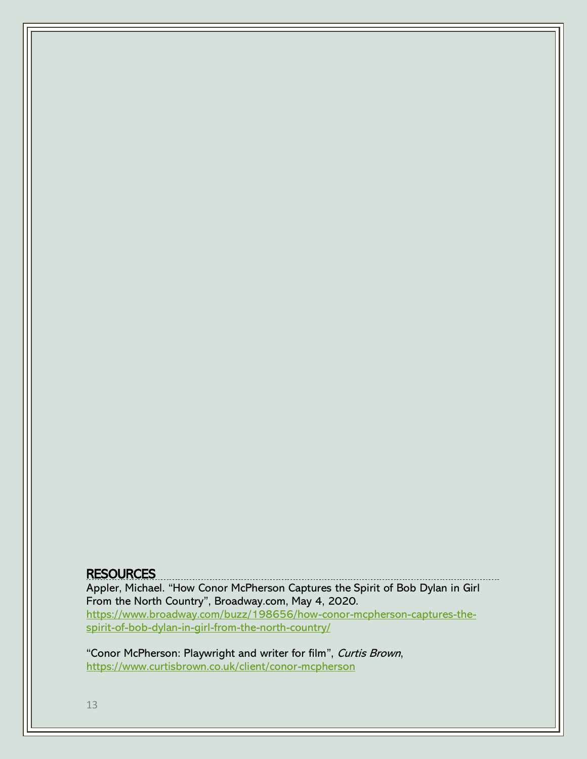## RESOURCES

Appler, Michael. "How Conor McPherson Captures the Spirit of Bob Dylan in Girl From the North Country", Broadway.com, May 4, 2020. https://www.broadway.com/buzz/198656/how-conor-mcpherson-captures-the-spirit-of-bob-dylan-in-girl-from-the-north-country/

"Conor McPherson: Playwright and writer for film", *Curtis Brown*, https://www.curtisbrown.co.uk/client/conor-mcpherson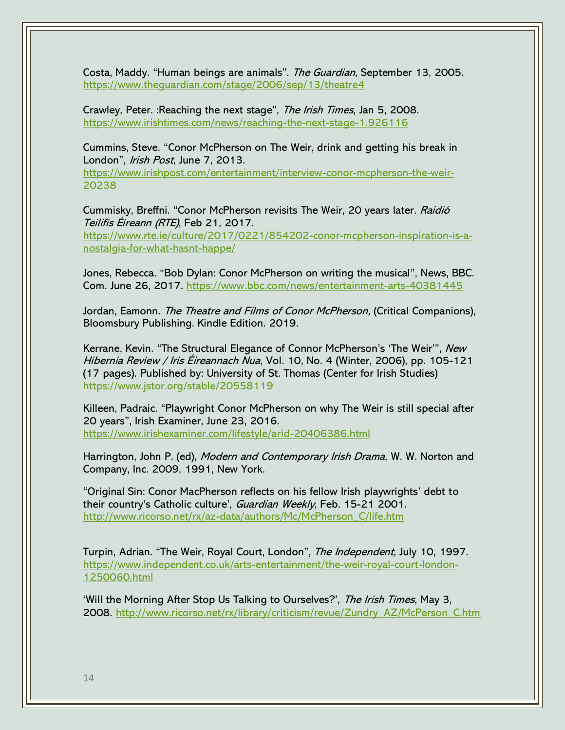Costa, Maddy. "Human beings are animals". *The Guardian*, September 13, 2005. https://www.theguardian.com/stage/2006/sep/13/theatre4

Crawley, Peter. :Reaching the next stage", *The Irish Times*, Jan 5, 2008. https://www.irishtimes.com/news/reaching-the-next-stage-1.926116

Cummins, Steve. "Conor McPherson on The Weir, drink and getting his break in London", *Irish Post*, June 7, 2013. https://www.irishpost.com/entertainment/interview-conor-mcpherson-the-weir-20238

Cummisky, Breffni. "Conor McPherson revisits The Weir, 20 years later. *Raidió Teilifís Éireann (RTE)*, Feb 21, 2017. https://www.rte.ie/culture/2017/0221/854202-conor-mcpherson-inspiration-is-a-nostalgia-for-what-hasnt-happe/

Jones, Rebecca. "Bob Dylan: Conor McPherson on writing the musical", News, BBC. Com. June 26, 2017. https://www.bbc.com/news/entertainment-arts-40381445

Jordan, Eamonn. *The Theatre and Films of Conor McPherson,* (Critical Companions), Bloomsbury Publishing. Kindle Edition. 2019.

Kerrane, Kevin. "The Structural Elegance of Connor McPherson's 'The Weir'", *New Hibernia Review / Iris Éireannach Nua*, Vol. 10, No. 4 (Winter, 2006), pp. 105-121 (17 pages). Published by: University of St. Thomas (Center for Irish Studies) https://www.jstor.org/stable/20558119

Killeen, Padraic. "Playwright Conor McPherson on why The Weir is still special after 20 years", Irish Examiner, June 23, 2016. https://www.irishexaminer.com/lifestyle/arid-20406386.html

Harrington, John P. (ed), *Modern and Contemporary Irish Drama*, W. W. Norton and Company, Inc. 2009, 1991, New York.

"Original Sin: Conor MacPherson reflects on his fellow Irish playwrights' debt to their country's Catholic culture', *Guardian Weekly*, Feb. 15-21 2001. http://www.ricorso.net/rx/az-data/authors/Mc/McPherson_C/life.htm

Turpin, Adrian. "The Weir, Royal Court, London", *The Independent*, July 10, 1997. https://www.independent.co.uk/arts-entertainment/the-weir-royal-court-london-1250060.html

'Will the Morning After Stop Us Talking to Ourselves?', *The Irish Times*, May 3, 2008. http://www.ricorso.net/rx/library/criticism/revue/Zundry_AZ/McPerson_C.htm